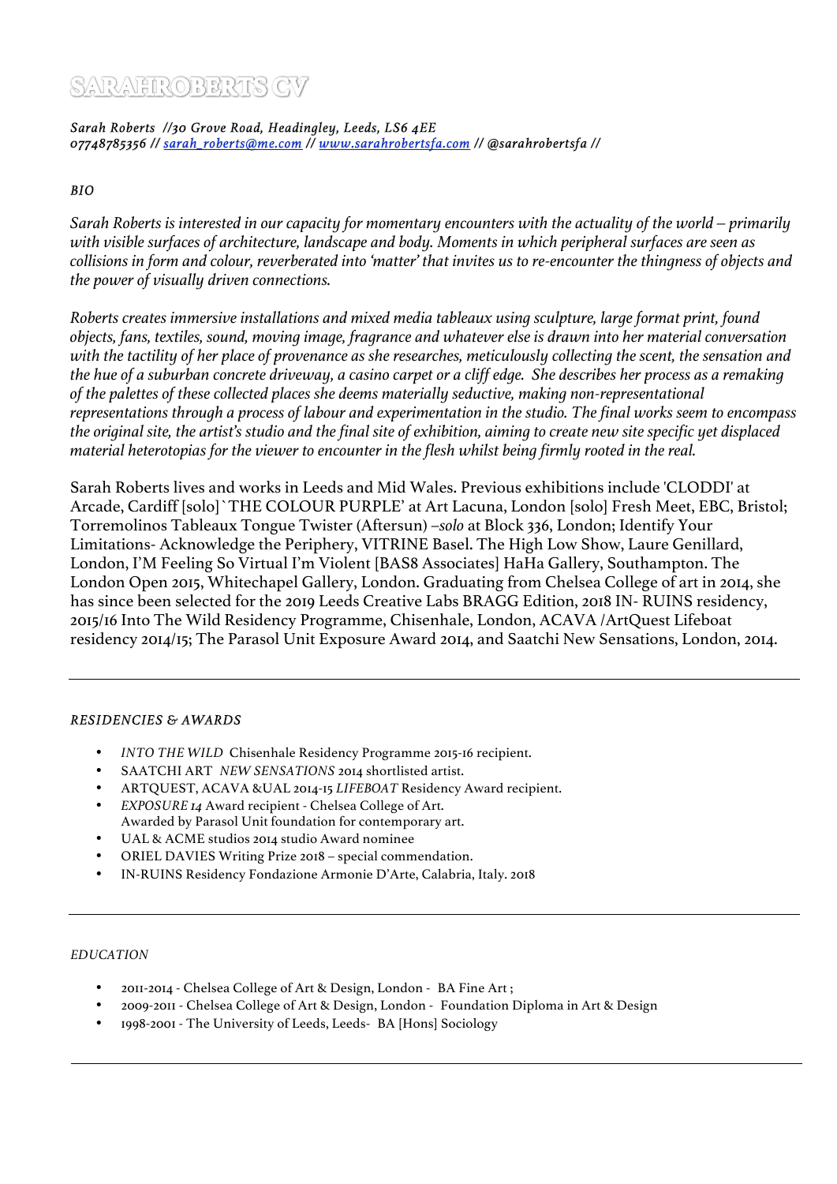# SARAH ROBERTS CV

*Sarah Roberts //30 Grove Road, Headingley, Leeds, LS6 4EE*
*07748785356 // [sarah_roberts@me.com](mailto:sarah_roberts@me.com) // [www.sarahrobertsfa.com](http://www.sarahrobertsfa.com) // @sarahrobertsfa //*

*BIO*

*Sarah Roberts is interested in our capacity for momentary encounters with the actuality of the world – primarily with visible surfaces of architecture, landscape and body. Moments in which peripheral surfaces are seen as collisions in form and colour, reverberated into 'matter' that invites us to re-encounter the thingness of objects and the power of visually driven connections.*

*Roberts creates immersive installations and mixed media tableaux using sculpture, large format print, found objects, fans, textiles, sound, moving image, fragrance and whatever else is drawn into her material conversation with the tactility of her place of provenance as she researches, meticulously collecting the scent, the sensation and the hue of a suburban concrete driveway, a casino carpet or a cliff edge. She describes her process as a remaking of the palettes of these collected places she deems materially seductive, making non-representational representations through a process of labour and experimentation in the studio. The final works seem to encompass the original site, the artist's studio and the final site of exhibition, aiming to create new site specific yet displaced material heterotopias for the viewer to encounter in the flesh whilst being firmly rooted in the real.*

Sarah Roberts lives and works in Leeds and Mid Wales. Previous exhibitions include 'CLODDI' at Arcade, Cardiff [solo]`THE COLOUR PURPLE' at Art Lacuna, London [solo] Fresh Meet, EBC, Bristol; Torremolinos Tableaux Tongue Twister (Aftersun) –*solo* at Block 336, London; Identify Your Limitations- Acknowledge the Periphery, VITRINE Basel. The High Low Show, Laure Genillard, London, I'M Feeling So Virtual I'm Violent [BAS8 Associates] HaHa Gallery, Southampton. The London Open 2015, Whitechapel Gallery, London. Graduating from Chelsea College of art in 2014, she has since been selected for the 2019 Leeds Creative Labs BRAGG Edition, 2018 IN- RUINS residency, 2015/16 Into The Wild Residency Programme, Chisenhale, London, ACAVA /ArtQuest Lifeboat residency 2014/15; The Parasol Unit Exposure Award 2014, and Saatchi New Sensations, London, 2014.

---

*RESIDENCIES & AWARDS*

- *INTO THE WILD* Chisenhale Residency Programme 2015-16 recipient.
- SAATCHI ART *NEW SENSATIONS* 2014 shortlisted artist.
- ARTQUEST, ACAVA &UAL 2014-15 *LIFEBOAT* Residency Award recipient.
- *EXPOSURE 14* Award recipient - Chelsea College of Art.
  Awarded by Parasol Unit foundation for contemporary art.
- UAL & ACME studios 2014 studio Award nominee
- ORIEL DAVIES Writing Prize 2018 – special commendation.
- IN-RUINS Residency Fondazione Armonie D'Arte, Calabria, Italy. 2018

---

*EDUCATION*

- 2011-2014 - Chelsea College of Art & Design, London - BA Fine Art ;
- 2009-2011 - Chelsea College of Art & Design, London - Foundation Diploma in Art & Design
- 1998-2001 - The University of Leeds, Leeds- BA [Hons] Sociology

---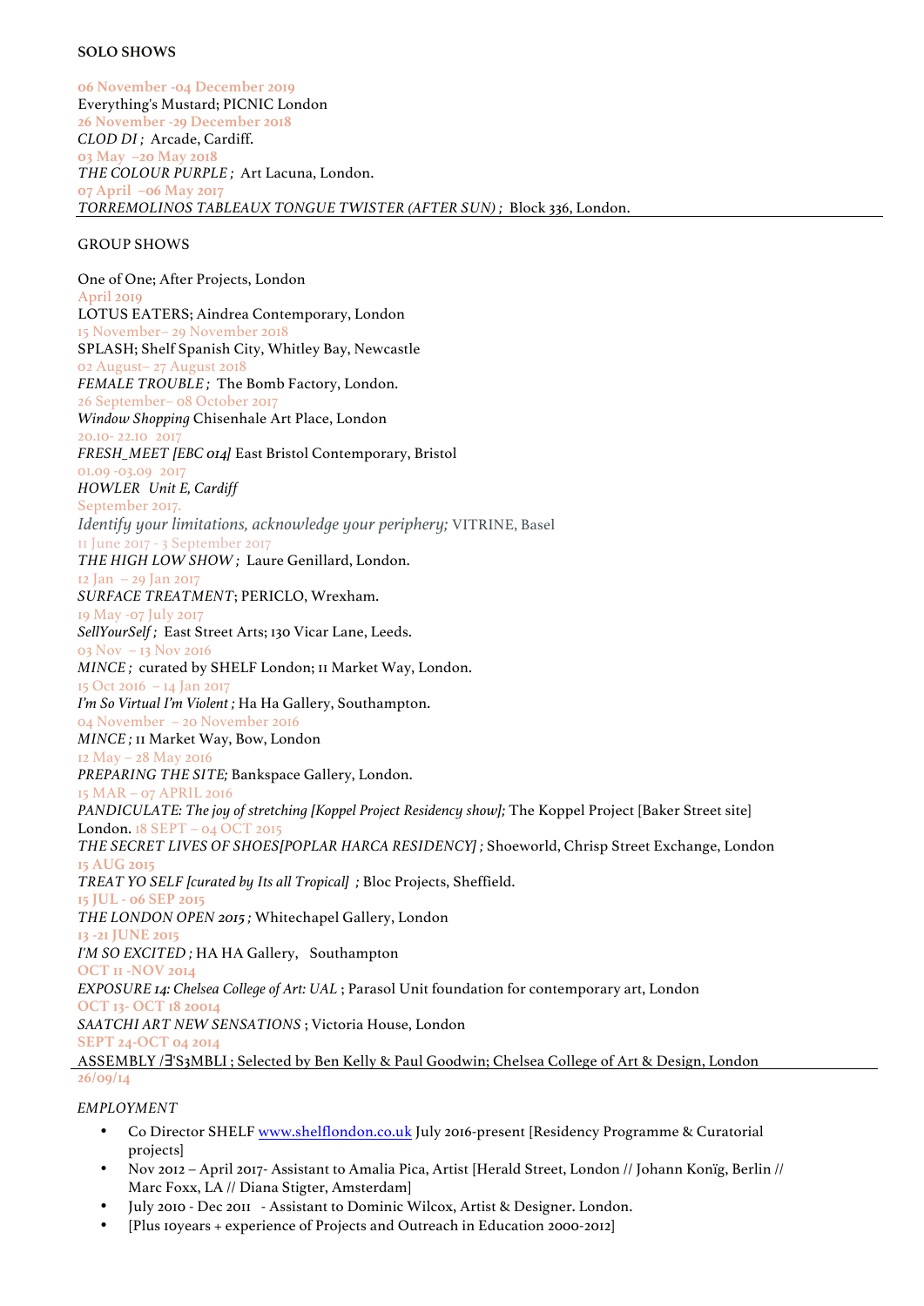## SOLO SHOWS

06 November -04 December 2019
Everything's Mustard; PICNIC London
26 November -29 December 2018
*CLOD DI ;* Arcade, Cardiff.
03 May –20 May 2018
*THE COLOUR PURPLE ;* Art Lacuna, London.
07 April –06 May 2017
*TORREMOLINOS TABLEAUX TONGUE TWISTER (AFTER SUN) ;* Block 336, London.

---

## GROUP SHOWS

One of One; After Projects, London
April 2019
LOTUS EATERS; Aindrea Contemporary, London
15 November– 29 November 2018
SPLASH; Shelf Spanish City, Whitley Bay, Newcastle
02 August– 27 August 2018
*FEMALE TROUBLE ;* The Bomb Factory, London.
26 September– 08 October 2017
*Window Shopping* Chisenhale Art Place, London
20.10- 22.10 2017
*FRESH_MEET [EBC 014]* East Bristol Contemporary, Bristol
01.09 -03.09 2017
*HOWLER Unit E, Cardiff*
September 2017.
*Identify your limitations, acknowledge your periphery;* VITRINE, Basel
11 June 2017 - 3 September 2017
*THE HIGH LOW SHOW ;* Laure Genillard, London.
12 Jan – 29 Jan 2017
*SURFACE TREATMENT*; PERICLO, Wrexham.
19 May -07 July 2017
*SellYourSelf ;* East Street Arts; 130 Vicar Lane, Leeds.
03 Nov – 13 Nov 2016
*MINCE ;* curated by SHELF London; 11 Market Way, London.
15 Oct 2016 – 14 Jan 2017
*I'm So Virtual I'm Violent ;* Ha Ha Gallery, Southampton.
04 November – 20 November 2016
*MINCE ;* 11 Market Way, Bow, London
12 May – 28 May 2016
*PREPARING THE SITE;* Bankspace Gallery, London.
15 MAR – 07 APRIL 2016
*PANDICULATE: The joy of stretching [Koppel Project Residency show];* The Koppel Project [Baker Street site] London. 18 SEPT – 04 OCT 2015
*THE SECRET LIVES OF SHOES[POPLAR HARCA RESIDENCY] ;* Shoeworld, Chrisp Street Exchange, London
15 AUG 2015
*TREAT YO SELF [curated by Its all Tropical] ;* Bloc Projects, Sheffield.
15 JUL - 06 SEP 2015
*THE LONDON OPEN 2015 ;* Whitechapel Gallery, London
13 -21 JUNE 2015
*I'M SO EXCITED ;* HA HA Gallery, Southampton
OCT 11 -NOV 2014
*EXPOSURE 14: Chelsea College of Art: UAL* ; Parasol Unit foundation for contemporary art, London
OCT 13- OCT 18 20014
*SAATCHI ART NEW SENSATIONS* ; Victoria House, London
SEPT 24-OCT 04 2014
ASSEMBLY /ƎˈS3MBLI ; Selected by Ben Kelly & Paul Goodwin; Chelsea College of Art & Design, London

---

26/09/14

*EMPLOYMENT*

- Co Director SHELF www.shelflondon.co.uk July 2016-present [Residency Programme & Curatorial projects]
- Nov 2012 – April 2017- Assistant to Amalia Pica, Artist [Herald Street, London // Johann Konïg, Berlin // Marc Foxx, LA // Diana Stigter, Amsterdam]
- July 2010 - Dec 2011 - Assistant to Dominic Wilcox, Artist & Designer. London.
- [Plus 10years + experience of Projects and Outreach in Education 2000-2012]